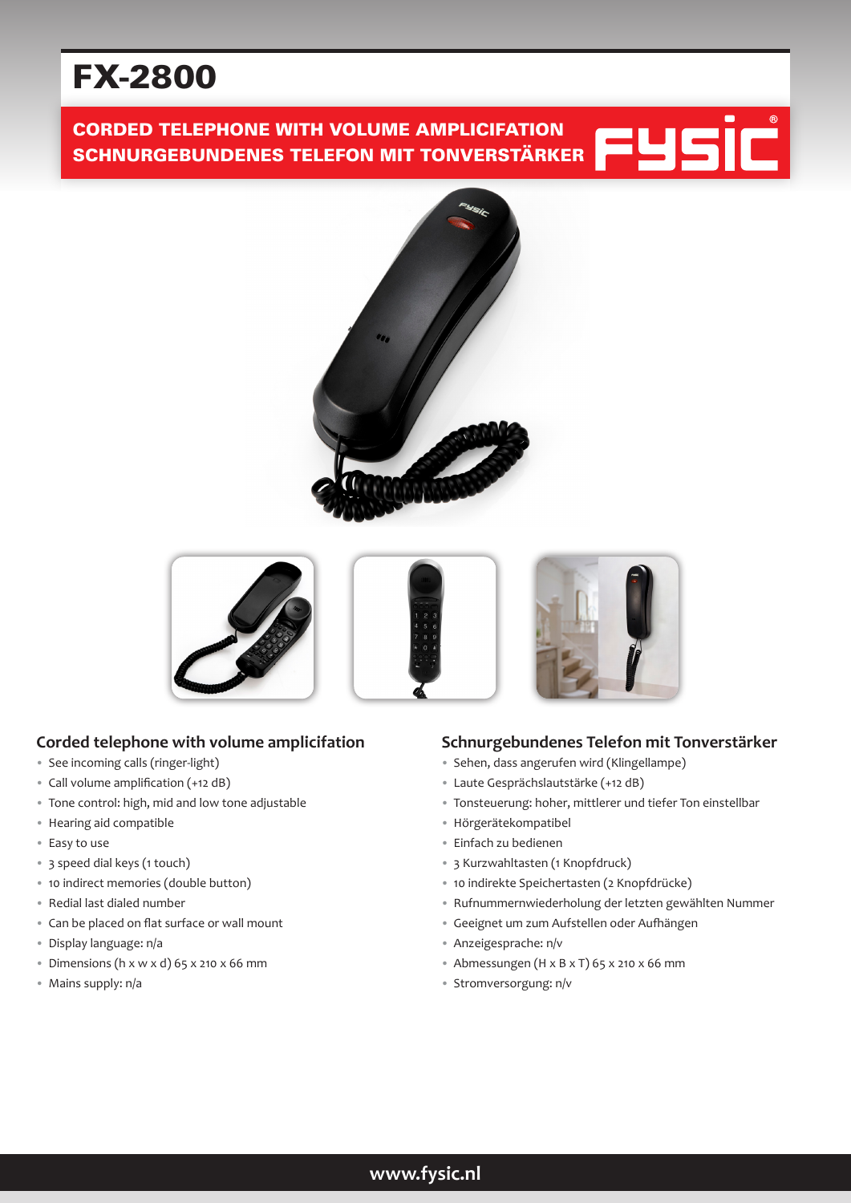# FX-2800

**CORDED TELEPHONE WITH VOLUME AMPLIFICATION**
**SCHNURGEBUNDENES TELEFON MIT TONVERSTÄRKER**

FYSIC®

## Corded telephone with volume amplicifation

- See incoming calls (ringer-light)
- Call volume amplification (+12 dB)
- Tone control: high, mid and low tone adjustable
- Hearing aid compatible
- Easy to use
- 3 speed dial keys (1 touch)
- 10 indirect memories (double button)
- Redial last dialed number
- Can be placed on flat surface or wall mount
- Display language: n/a
- Dimensions (h x w x d) 65 x 210 x 66 mm
- Mains supply: n/a

## Schnurgebundenes Telefon mit Tonverstärker

- Sehen, dass angerufen wird (Klingellampe)
- Laute Gesprächslautstärke (+12 dB)
- Tonsteuerung: hoher, mittlerer und tiefer Ton einstellbar
- Hörgerätekompatibel
- Einfach zu bedienen
- 3 Kurzwahltasten (1 Knopfdruck)
- 10 indirekte Speichertasten (2 Knopfdrücke)
- Rufnummernwiederholung der letzten gewählten Nummer
- Geeignet um zum Aufstellen oder Aufhängen
- Anzeigesprache: n/v
- Abmessungen (H x B x T) 65 x 210 x 66 mm
- Stromversorgung: n/v

www.fysic.nl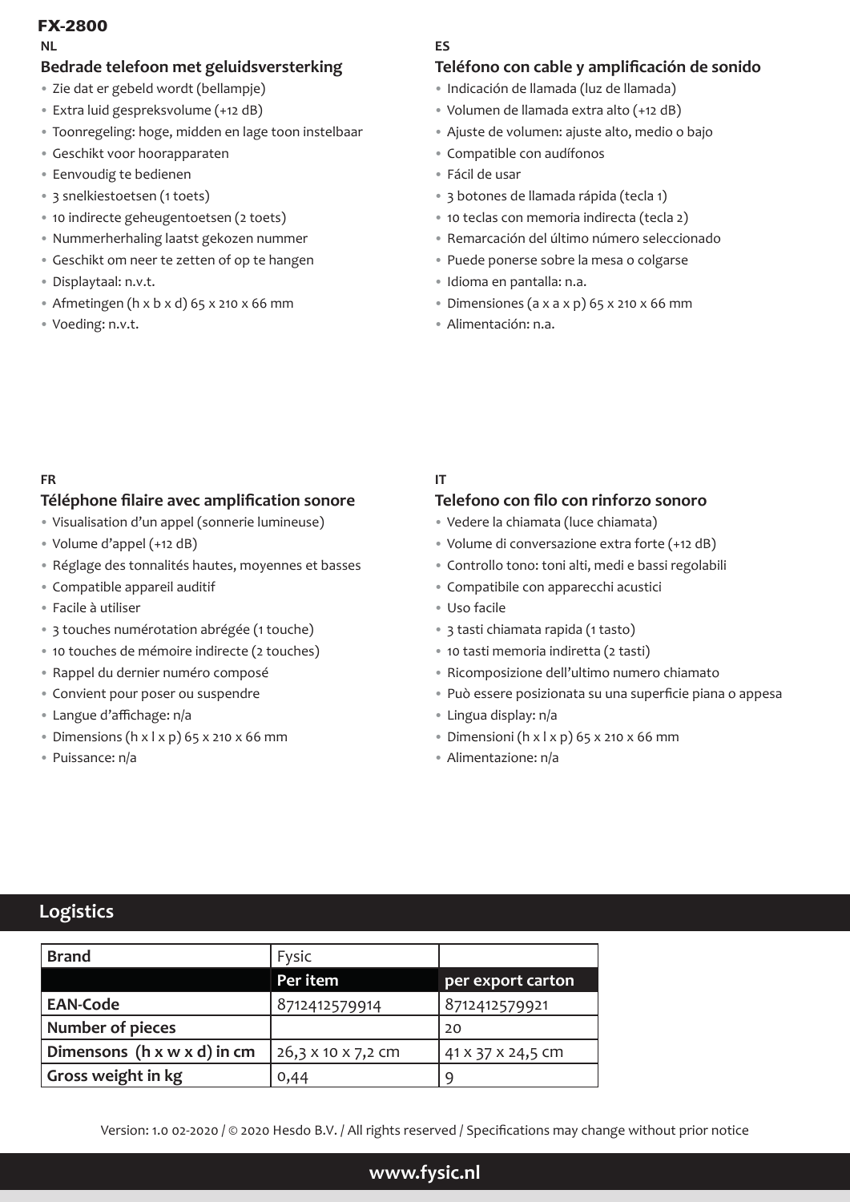# FX-2800

## NL

### Bedrade telefoon met geluidsversterking

- Zie dat er gebeld wordt (bellampje)
- Extra luid gespreksvolume (+12 dB)
- Toonregeling: hoge, midden en lage toon instelbaar
- Geschikt voor hoorapparaten
- Eenvoudig te bedienen
- 3 snelkiestoetsen (1 toets)
- 10 indirecte geheugentoetsen (2 toets)
- Nummerherhaling laatst gekozen nummer
- Geschikt om neer te zetten of op te hangen
- Displaytaal: n.v.t.
- Afmetingen (h x b x d) 65 x 210 x 66 mm
- Voeding: n.v.t.

## ES

### Teléfono con cable y amplificación de sonido

- Indicación de llamada (luz de llamada)
- Volumen de llamada extra alto (+12 dB)
- Ajuste de volumen: ajuste alto, medio o bajo
- Compatible con audífonos
- Fácil de usar
- 3 botones de llamada rápida (tecla 1)
- 10 teclas con memoria indirecta (tecla 2)
- Remarcación del último número seleccionado
- Puede ponerse sobre la mesa o colgarse
- Idioma en pantalla: n.a.
- Dimensiones (a x a x p) 65 x 210 x 66 mm
- Alimentación: n.a.

## FR

### Téléphone filaire avec amplification sonore

- Visualisation d'un appel (sonnerie lumineuse)
- Volume d'appel (+12 dB)
- Réglage des tonnalités hautes, moyennes et basses
- Compatible appareil auditif
- Facile à utiliser
- 3 touches numérotation abrégée (1 touche)
- 10 touches de mémoire indirecte (2 touches)
- Rappel du dernier numéro composé
- Convient pour poser ou suspendre
- Langue d'affichage: n/a
- Dimensions (h x l x p) 65 x 210 x 66 mm
- Puissance: n/a

## IT

### Telefono con filo con rinforzo sonoro

- Vedere la chiamata (luce chiamata)
- Volume di conversazione extra forte (+12 dB)
- Controllo tono: toni alti, medi e bassi regolabili
- Compatibile con apparecchi acustici
- Uso facile
- 3 tasti chiamata rapida (1 tasto)
- 10 tasti memoria indiretta (2 tasti)
- Ricomposizione dell'ultimo numero chiamato
- Può essere posizionata su una superficie piana o appesa
- Lingua display: n/a
- Dimensioni (h x l x p) 65 x 210 x 66 mm
- Alimentazione: n/a

## Logistics

| Brand | Fysic | |
|---|---|---|
| | **Per item** | **per export carton** |
| **EAN-Code** | 8712412579914 | 8712412579921 |
| **Number of pieces** | | 20 |
| **Dimensons (h x w x d) in cm** | 26,3 x 10 x 7,2 cm | 41 x 37 x 24,5 cm |
| **Gross weight in kg** | 0,44 | 9 |

Version: 1.0 02-2020 / © 2020 Hesdo B.V. / All rights reserved / Specifications may change without prior notice

**www.fysic.nl**